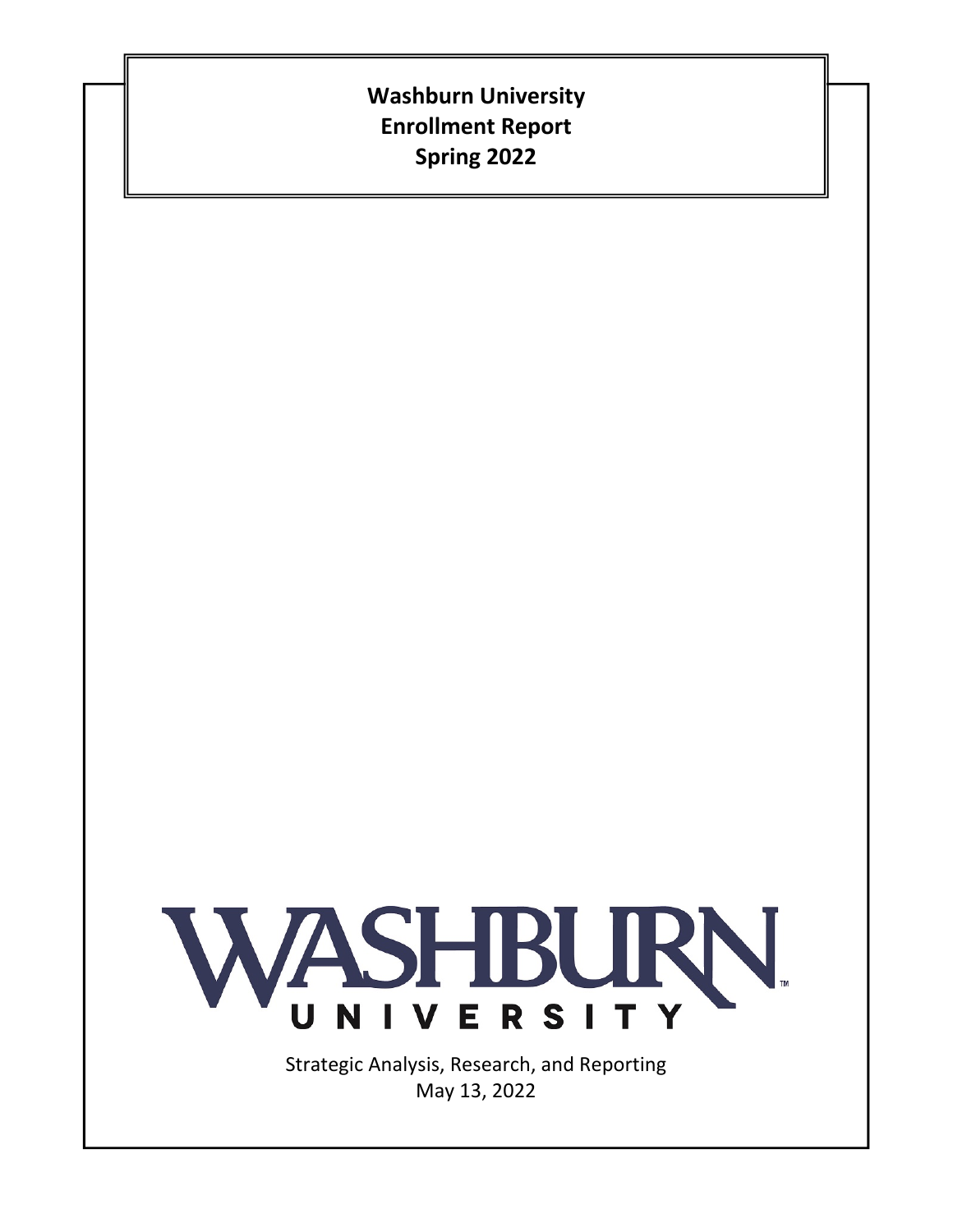# Washburn University
# Enrollment Report
# Spring 2022

WASHBURN UNIVERSITY

Strategic Analysis, Research, and Reporting

May 13, 2022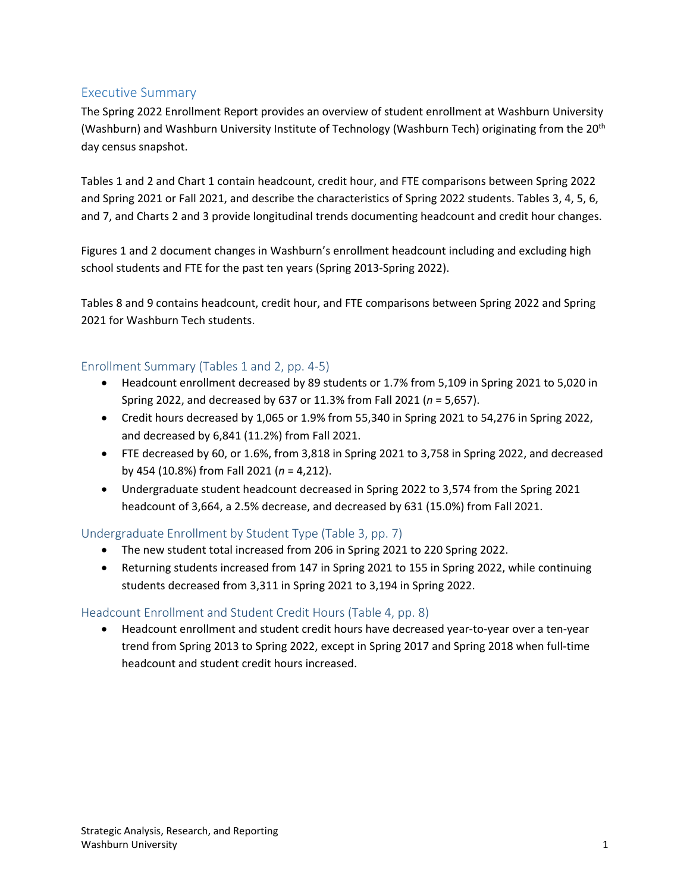## Executive Summary

The Spring 2022 Enrollment Report provides an overview of student enrollment at Washburn University (Washburn) and Washburn University Institute of Technology (Washburn Tech) originating from the 20th day census snapshot.

Tables 1 and 2 and Chart 1 contain headcount, credit hour, and FTE comparisons between Spring 2022 and Spring 2021 or Fall 2021, and describe the characteristics of Spring 2022 students. Tables 3, 4, 5, 6, and 7, and Charts 2 and 3 provide longitudinal trends documenting headcount and credit hour changes.

Figures 1 and 2 document changes in Washburn's enrollment headcount including and excluding high school students and FTE for the past ten years (Spring 2013-Spring 2022).

Tables 8 and 9 contains headcount, credit hour, and FTE comparisons between Spring 2022 and Spring 2021 for Washburn Tech students.

### Enrollment Summary (Tables 1 and 2, pp. 4-5)

- Headcount enrollment decreased by 89 students or 1.7% from 5,109 in Spring 2021 to 5,020 in Spring 2022, and decreased by 637 or 11.3% from Fall 2021 ($n$ = 5,657).
- Credit hours decreased by 1,065 or 1.9% from 55,340 in Spring 2021 to 54,276 in Spring 2022, and decreased by 6,841 (11.2%) from Fall 2021.
- FTE decreased by 60, or 1.6%, from 3,818 in Spring 2021 to 3,758 in Spring 2022, and decreased by 454 (10.8%) from Fall 2021 ($n$ = 4,212).
- Undergraduate student headcount decreased in Spring 2022 to 3,574 from the Spring 2021 headcount of 3,664, a 2.5% decrease, and decreased by 631 (15.0%) from Fall 2021.

### Undergraduate Enrollment by Student Type (Table 3, pp. 7)

- The new student total increased from 206 in Spring 2021 to 220 Spring 2022.
- Returning students increased from 147 in Spring 2021 to 155 in Spring 2022, while continuing students decreased from 3,311 in Spring 2021 to 3,194 in Spring 2022.

### Headcount Enrollment and Student Credit Hours (Table 4, pp. 8)

- Headcount enrollment and student credit hours have decreased year-to-year over a ten-year trend from Spring 2013 to Spring 2022, except in Spring 2017 and Spring 2018 when full-time headcount and student credit hours increased.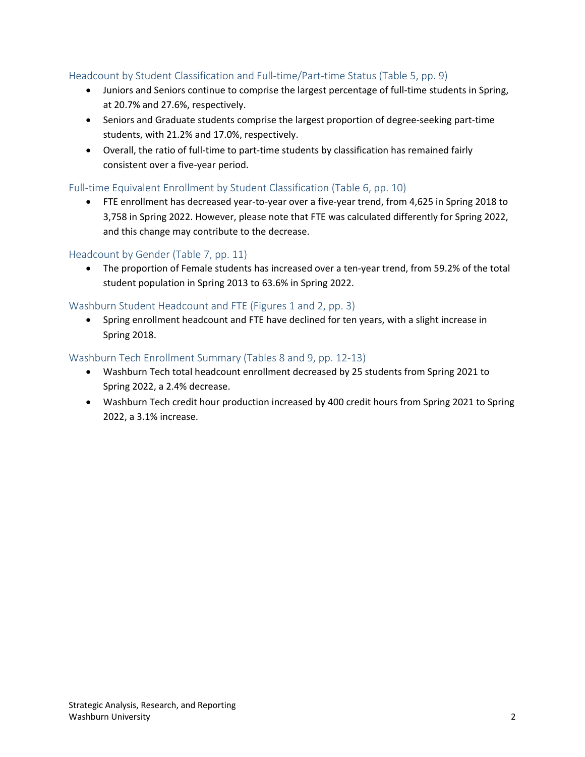### Headcount by Student Classification and Full-time/Part-time Status (Table 5, pp. 9)

- Juniors and Seniors continue to comprise the largest percentage of full-time students in Spring, at 20.7% and 27.6%, respectively.
- Seniors and Graduate students comprise the largest proportion of degree-seeking part-time students, with 21.2% and 17.0%, respectively.
- Overall, the ratio of full-time to part-time students by classification has remained fairly consistent over a five-year period.

### Full-time Equivalent Enrollment by Student Classification (Table 6, pp. 10)

- FTE enrollment has decreased year-to-year over a five-year trend, from 4,625 in Spring 2018 to 3,758 in Spring 2022. However, please note that FTE was calculated differently for Spring 2022, and this change may contribute to the decrease.

### Headcount by Gender (Table 7, pp. 11)

- The proportion of Female students has increased over a ten-year trend, from 59.2% of the total student population in Spring 2013 to 63.6% in Spring 2022.

### Washburn Student Headcount and FTE (Figures 1 and 2, pp. 3)

- Spring enrollment headcount and FTE have declined for ten years, with a slight increase in Spring 2018.

### Washburn Tech Enrollment Summary (Tables 8 and 9, pp. 12-13)

- Washburn Tech total headcount enrollment decreased by 25 students from Spring 2021 to Spring 2022, a 2.4% decrease.
- Washburn Tech credit hour production increased by 400 credit hours from Spring 2021 to Spring 2022, a 3.1% increase.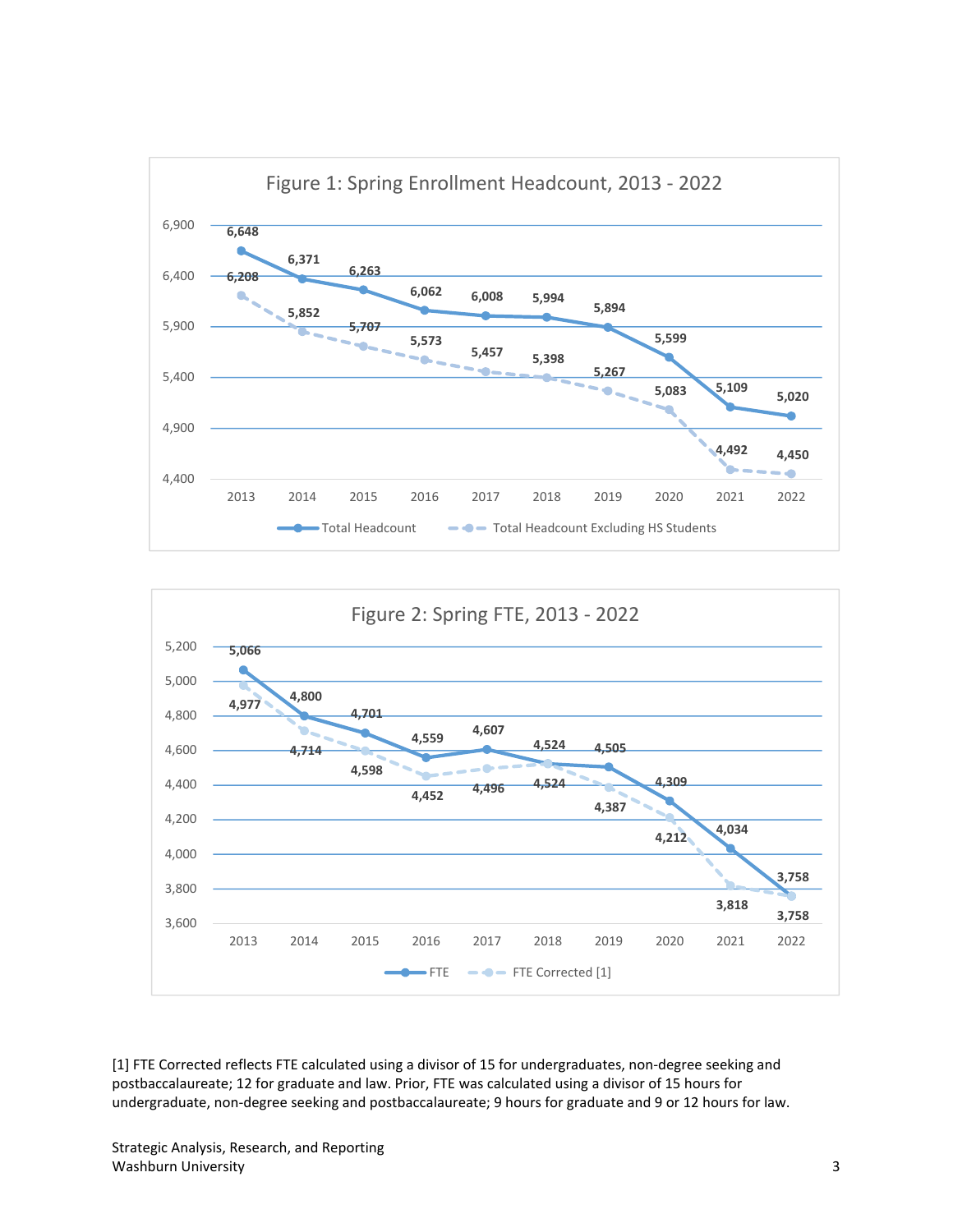## Figure 1: Spring Enrollment Headcount, 2013 - 2022

| Year | Total Headcount | Total Headcount Excluding HS Students |
|---|---|---|
| 2013 | 6,648 | 6,208 |
| 2014 | 6,371 | 5,852 |
| 2015 | 6,263 | 5,707 |
| 2016 | 6,062 | 5,573 |
| 2017 | 6,008 | 5,457 |
| 2018 | 5,994 | 5,398 |
| 2019 | 5,894 | 5,267 |
| 2020 | 5,599 | 5,083 |
| 2021 | 5,109 | 4,492 |
| 2022 | 5,020 | 4,450 |

## Figure 2: Spring FTE, 2013 - 2022

| Year | FTE | FTE Corrected [1] |
|---|---|---|
| 2013 | 5,066 | 4,977 |
| 2014 | 4,800 | 4,714 |
| 2015 | 4,701 | 4,598 |
| 2016 | 4,559 | 4,452 |
| 2017 | 4,607 | 4,496 |
| 2018 | 4,524 | 4,524 |
| 2019 | 4,505 | 4,387 |
| 2020 | 4,309 | 4,212 |
| 2021 | 4,034 | 3,818 |
| 2022 | 3,758 | 3,758 |

[1] FTE Corrected reflects FTE calculated using a divisor of 15 for undergraduates, non-degree seeking and postbaccalaureate; 12 for graduate and law. Prior, FTE was calculated using a divisor of 15 hours for undergraduate, non-degree seeking and postbaccalaureate; 9 hours for graduate and 9 or 12 hours for law.

Strategic Analysis, Research, and Reporting
Washburn University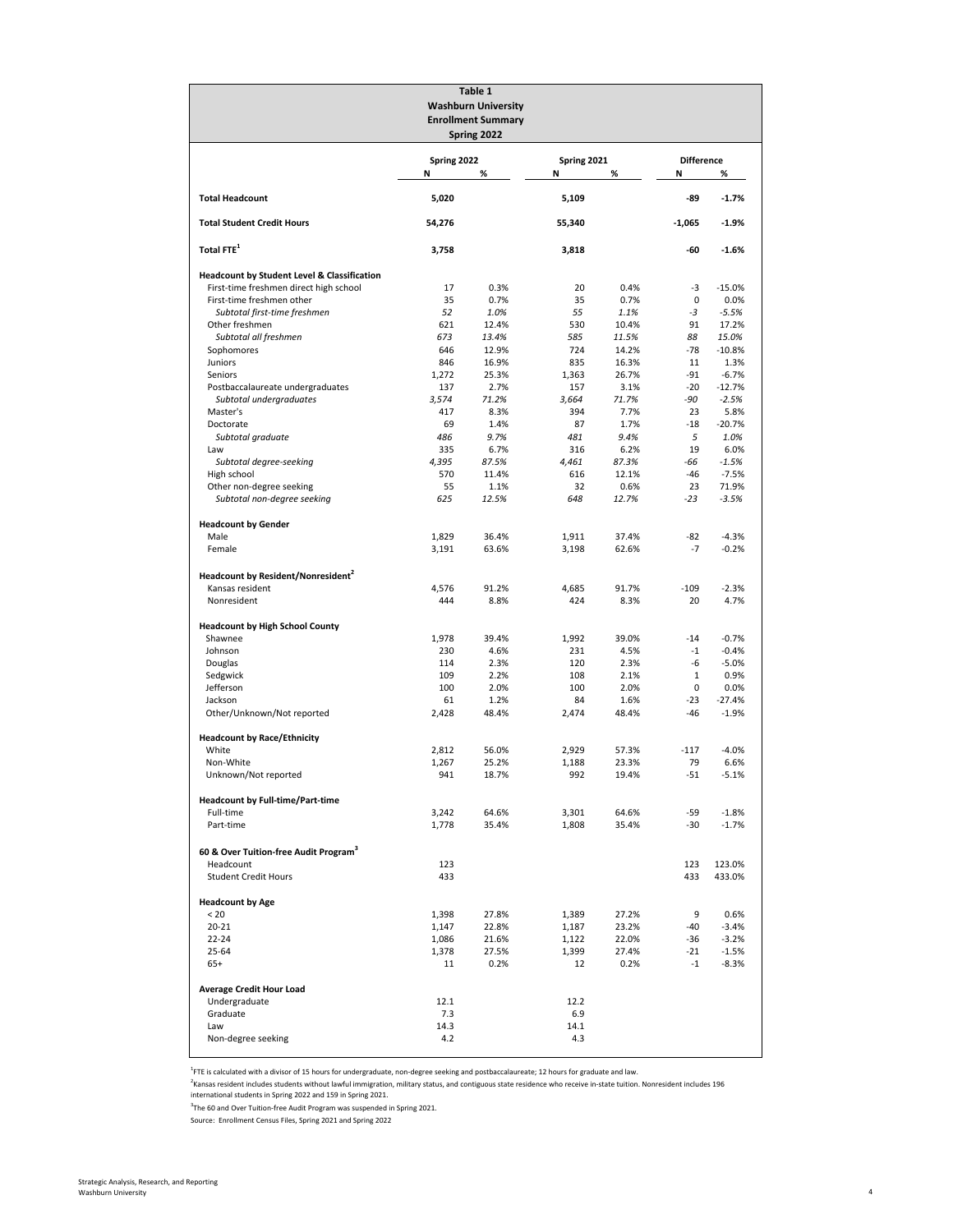**Table 1**
**Washburn University**
**Enrollment Summary**
**Spring 2022**

| | Spring 2022 | | Spring 2021 | | Difference | |
|---|---|---|---|---|---|---|
| | N | % | N | % | N | % |
| **Total Headcount** | **5,020** | | **5,109** | | **-89** | **-1.7%** |
| **Total Student Credit Hours** | **54,276** | | **55,340** | | **-1,065** | **-1.9%** |
| **Total FTE[1]** | **3,758** | | **3,818** | | **-60** | **-1.6%** |
| **Headcount by Student Level & Classification** | | | | | | |
| First-time freshmen direct high school | 17 | 0.3% | 20 | 0.4% | -3 | -15.0% |
| First-time freshmen other | 35 | 0.7% | 35 | 0.7% | 0 | 0.0% |
| *Subtotal first-time freshmen* | *52* | *1.0%* | *55* | *1.1%* | *-3* | *-5.5%* |
| Other freshmen | 621 | 12.4% | 530 | 10.4% | 91 | 17.2% |
| *Subtotal all freshmen* | *673* | *13.4%* | *585* | *11.5%* | *88* | *15.0%* |
| Sophomores | 646 | 12.9% | 724 | 14.2% | -78 | -10.8% |
| Juniors | 846 | 16.9% | 835 | 16.3% | 11 | 1.3% |
| Seniors | 1,272 | 25.3% | 1,363 | 26.7% | -91 | -6.7% |
| Postbaccalaureate undergraduates | 137 | 2.7% | 157 | 3.1% | -20 | -12.7% |
| *Subtotal undergraduates* | *3,574* | *71.2%* | *3,664* | *71.7%* | *-90* | *-2.5%* |
| Master's | 417 | 8.3% | 394 | 7.7% | 23 | 5.8% |
| Doctorate | 69 | 1.4% | 87 | 1.7% | -18 | -20.7% |
| *Subtotal graduate* | *486* | *9.7%* | *481* | *9.4%* | *5* | *1.0%* |
| Law | 335 | 6.7% | 316 | 6.2% | 19 | 6.0% |
| *Subtotal degree-seeking* | *4,395* | *87.5%* | *4,461* | *87.3%* | *-66* | *-1.5%* |
| High school | 570 | 11.4% | 616 | 12.1% | -46 | -7.5% |
| Other non-degree seeking | 55 | 1.1% | 32 | 0.6% | 23 | 71.9% |
| *Subtotal non-degree seeking* | *625* | *12.5%* | *648* | *12.7%* | *-23* | *-3.5%* |
| **Headcount by Gender** | | | | | | |
| Male | 1,829 | 36.4% | 1,911 | 37.4% | -82 | -4.3% |
| Female | 3,191 | 63.6% | 3,198 | 62.6% | -7 | -0.2% |
| **Headcount by Resident/Nonresident[2]** | | | | | | |
| Kansas resident | 4,576 | 91.2% | 4,685 | 91.7% | -109 | -2.3% |
| Nonresident | 444 | 8.8% | 424 | 8.3% | 20 | 4.7% |
| **Headcount by High School County** | | | | | | |
| Shawnee | 1,978 | 39.4% | 1,992 | 39.0% | -14 | -0.7% |
| Johnson | 230 | 4.6% | 231 | 4.5% | -1 | -0.4% |
| Douglas | 114 | 2.3% | 120 | 2.3% | -6 | -5.0% |
| Sedgwick | 109 | 2.2% | 108 | 2.1% | 1 | 0.9% |
| Jefferson | 100 | 2.0% | 100 | 2.0% | 0 | 0.0% |
| Jackson | 61 | 1.2% | 84 | 1.6% | -23 | -27.4% |
| Other/Unknown/Not reported | 2,428 | 48.4% | 2,474 | 48.4% | -46 | -1.9% |
| **Headcount by Race/Ethnicity** | | | | | | |
| White | 2,812 | 56.0% | 2,929 | 57.3% | -117 | -4.0% |
| Non-White | 1,267 | 25.2% | 1,188 | 23.3% | 79 | 6.6% |
| Unknown/Not reported | 941 | 18.7% | 992 | 19.4% | -51 | -5.1% |
| **Headcount by Full-time/Part-time** | | | | | | |
| Full-time | 3,242 | 64.6% | 3,301 | 64.6% | -59 | -1.8% |
| Part-time | 1,778 | 35.4% | 1,808 | 35.4% | -30 | -1.7% |
| **60 & Over Tuition-free Audit Program[3]** | | | | | | |
| Headcount | 123 | | | | 123 | 123.0% |
| Student Credit Hours | 433 | | | | 433 | 433.0% |
| **Headcount by Age** | | | | | | |
| < 20 | 1,398 | 27.8% | 1,389 | 27.2% | 9 | 0.6% |
| 20-21 | 1,147 | 22.8% | 1,187 | 23.2% | -40 | -3.4% |
| 22-24 | 1,086 | 21.6% | 1,122 | 22.0% | -36 | -3.2% |
| 25-64 | 1,378 | 27.5% | 1,399 | 27.4% | -21 | -1.5% |
| 65+ | 11 | 0.2% | 12 | 0.2% | -1 | -8.3% |
| **Average Credit Hour Load** | | | | | | |
| Undergraduate | 12.1 | | 12.2 | | | |
| Graduate | 7.3 | | 6.9 | | | |
| Law | 14.3 | | 14.1 | | | |
| Non-degree seeking | 4.2 | | 4.3 | | | |

[1]FTE is calculated with a divisor of 15 hours for undergraduate, non-degree seeking and postbaccalaureate; 12 hours for graduate and law.

[2]Kansas resident includes students without lawful immigration, military status, and contiguous state residence who receive in-state tuition. Nonresident includes 196 international students in Spring 2022 and 159 in Spring 2021.

[3]The 60 and Over Tuition-free Audit Program was suspended in Spring 2021.

Source: Enrollment Census Files, Spring 2021 and Spring 2022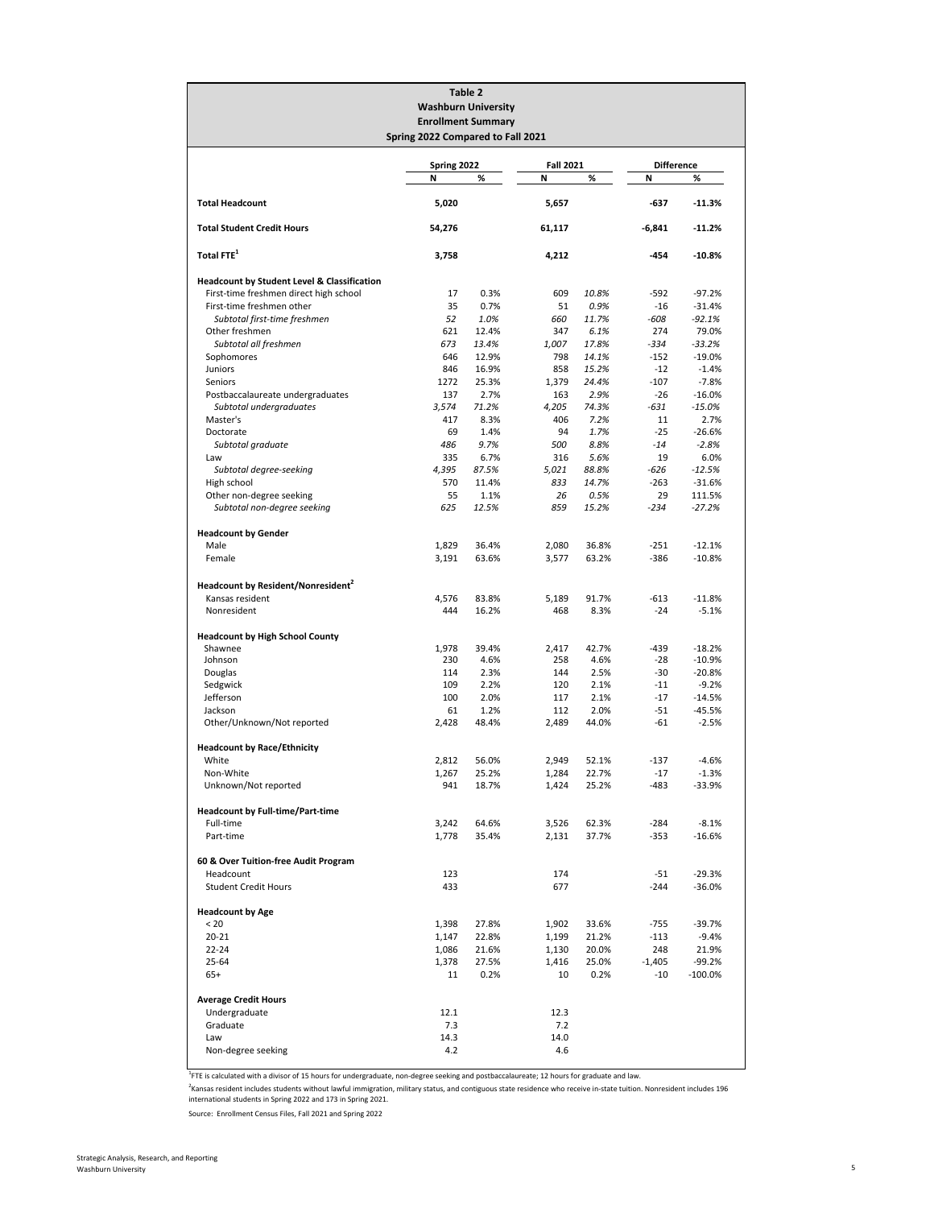**Table 2**
**Washburn University**
**Enrollment Summary**
**Spring 2022 Compared to Fall 2021**

| | Spring 2022 | | Fall 2021 | | Difference | |
|---|---|---|---|---|---|---|
| | N | % | N | % | N | % |
| **Total Headcount** | **5,020** | | **5,657** | | **-637** | **-11.3%** |
| **Total Student Credit Hours** | **54,276** | | **61,117** | | **-6,841** | **-11.2%** |
| **Total FTE[1]** | **3,758** | | **4,212** | | **-454** | **-10.8%** |
| **Headcount by Student Level & Classification** | | | | | | |
| First-time freshmen direct high school | 17 | 0.3% | 609 | *10.8%* | -592 | -97.2% |
| First-time freshmen other | 35 | 0.7% | 51 | *0.9%* | -16 | -31.4% |
| *Subtotal first-time freshmen* | *52* | *1.0%* | *660* | *11.7%* | *-608* | *-92.1%* |
| Other freshmen | 621 | 12.4% | 347 | *6.1%* | 274 | 79.0% |
| *Subtotal all freshmen* | *673* | *13.4%* | *1,007* | *17.8%* | *-334* | *-33.2%* |
| Sophomores | 646 | 12.9% | 798 | *14.1%* | -152 | -19.0% |
| Juniors | 846 | 16.9% | 858 | *15.2%* | -12 | -1.4% |
| Seniors | 1272 | 25.3% | 1,379 | *24.4%* | -107 | -7.8% |
| Postbaccalaureate undergraduates | 137 | 2.7% | 163 | *2.9%* | -26 | -16.0% |
| *Subtotal undergraduates* | *3,574* | *71.2%* | *4,205* | *74.3%* | *-631* | *-15.0%* |
| Master's | 417 | 8.3% | 406 | *7.2%* | 11 | 2.7% |
| Doctorate | 69 | 1.4% | 94 | *1.7%* | -25 | -26.6% |
| *Subtotal graduate* | *486* | *9.7%* | *500* | *8.8%* | *-14* | *-2.8%* |
| Law | 335 | 6.7% | 316 | *5.6%* | 19 | 6.0% |
| *Subtotal degree-seeking* | *4,395* | *87.5%* | *5,021* | *88.8%* | *-626* | *-12.5%* |
| High school | 570 | 11.4% | 833 | *14.7%* | -263 | -31.6% |
| Other non-degree seeking | 55 | 1.1% | 26 | *0.5%* | 29 | 111.5% |
| *Subtotal non-degree seeking* | *625* | *12.5%* | *859* | *15.2%* | *-234* | *-27.2%* |
| **Headcount by Gender** | | | | | | |
| Male | 1,829 | 36.4% | 2,080 | 36.8% | -251 | -12.1% |
| Female | 3,191 | 63.6% | 3,577 | 63.2% | -386 | -10.8% |
| **Headcount by Resident/Nonresident[2]** | | | | | | |
| Kansas resident | 4,576 | 83.8% | 5,189 | 91.7% | -613 | -11.8% |
| Nonresident | 444 | 16.2% | 468 | 8.3% | -24 | -5.1% |
| **Headcount by High School County** | | | | | | |
| Shawnee | 1,978 | 39.4% | 2,417 | 42.7% | -439 | -18.2% |
| Johnson | 230 | 4.6% | 258 | 4.6% | -28 | -10.9% |
| Douglas | 114 | 2.3% | 144 | 2.5% | -30 | -20.8% |
| Sedgwick | 109 | 2.2% | 120 | 2.1% | -11 | -9.2% |
| Jefferson | 100 | 2.0% | 117 | 2.1% | -17 | -14.5% |
| Jackson | 61 | 1.2% | 112 | 2.0% | -51 | -45.5% |
| Other/Unknown/Not reported | 2,428 | 48.4% | 2,489 | 44.0% | -61 | -2.5% |
| **Headcount by Race/Ethnicity** | | | | | | |
| White | 2,812 | 56.0% | 2,949 | 52.1% | -137 | -4.6% |
| Non-White | 1,267 | 25.2% | 1,284 | 22.7% | -17 | -1.3% |
| Unknown/Not reported | 941 | 18.7% | 1,424 | 25.2% | -483 | -33.9% |
| **Headcount by Full-time/Part-time** | | | | | | |
| Full-time | 3,242 | 64.6% | 3,526 | 62.3% | -284 | -8.1% |
| Part-time | 1,778 | 35.4% | 2,131 | 37.7% | -353 | -16.6% |
| **60 & Over Tuition-free Audit Program** | | | | | | |
| Headcount | 123 | | 174 | | -51 | -29.3% |
| Student Credit Hours | 433 | | 677 | | -244 | -36.0% |
| **Headcount by Age** | | | | | | |
| < 20 | 1,398 | 27.8% | 1,902 | 33.6% | -755 | -39.7% |
| 20-21 | 1,147 | 22.8% | 1,199 | 21.2% | -113 | -9.4% |
| 22-24 | 1,086 | 21.6% | 1,130 | 20.0% | 248 | 21.9% |
| 25-64 | 1,378 | 27.5% | 1,416 | 25.0% | -1,405 | -99.2% |
| 65+ | 11 | 0.2% | 10 | 0.2% | -10 | -100.0% |
| **Average Credit Hours** | | | | | | |
| Undergraduate | 12.1 | | 12.3 | | | |
| Graduate | 7.3 | | 7.2 | | | |
| Law | 14.3 | | 14.0 | | | |
| Non-degree seeking | 4.2 | | 4.6 | | | |

[1]FTE is calculated with a divisor of 15 hours for undergraduate, non-degree seeking and postbaccalaureate; 12 hours for graduate and law.

[2]Kansas resident includes students without lawful immigration, military status, and contiguous state residence who receive in-state tuition. Nonresident includes 196 international students in Spring 2022 and 173 in Spring 2021.

Source: Enrollment Census Files, Fall 2021 and Spring 2022

Strategic Analysis, Research, and Reporting
Washburn University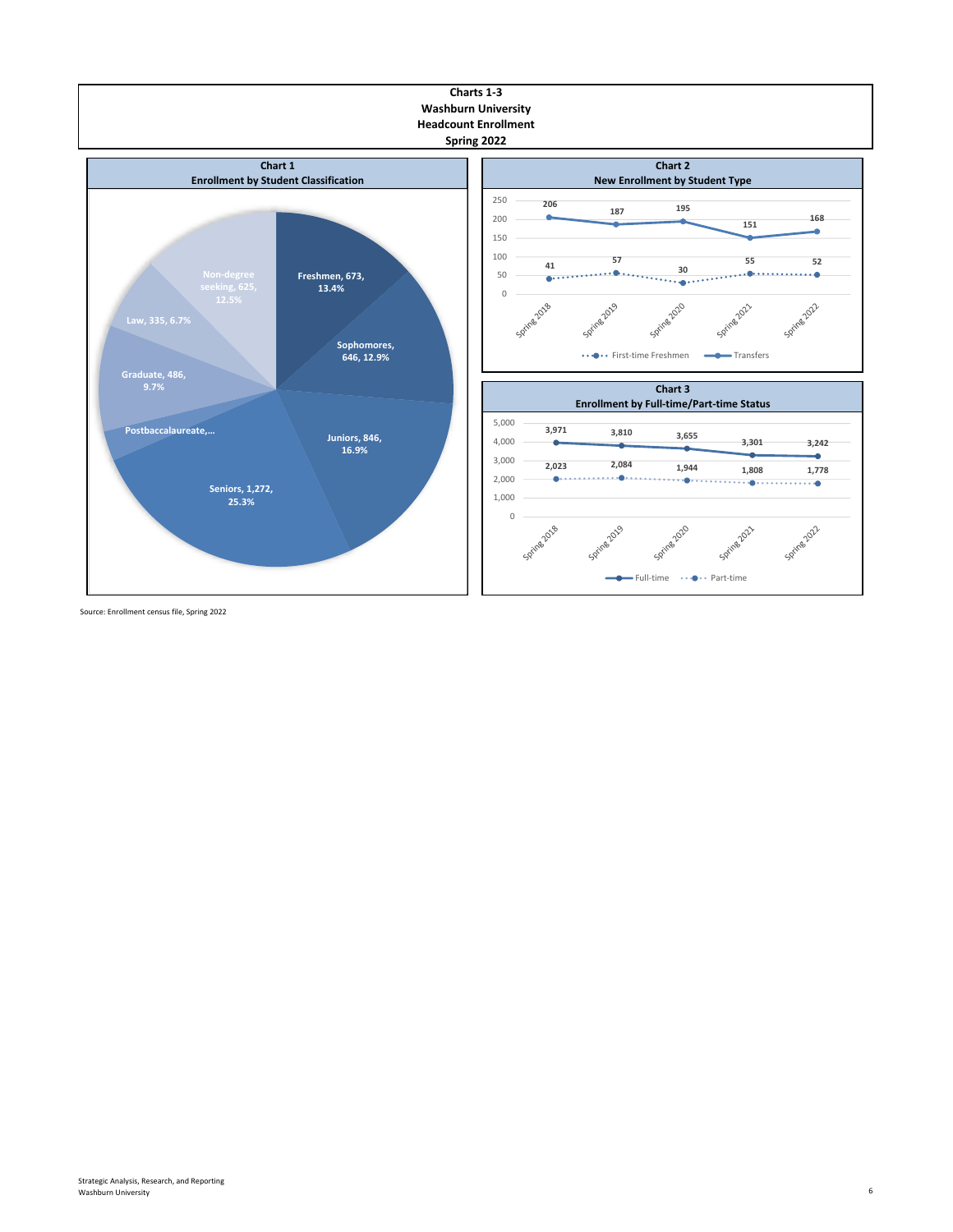# Charts 1-3
## Washburn University
## Headcount Enrollment
## Spring 2022

### Chart 1
### Enrollment by Student Classification

| Classification | Headcount | Percent |
|---|---|---|
| Freshmen | 673 | 13.4% |
| Sophomores | 646 | 12.9% |
| Juniors | 846 | 16.9% |
| Seniors | 1,272 | 25.3% |
| Postbaccalaureate,… | | |
| Graduate | 486 | 9.7% |
| Law | 335 | 6.7% |
| Non-degree seeking | 625 | 12.5% |

### Chart 2
### New Enrollment by Student Type

| | Spring 2018 | Spring 2019 | Spring 2020 | Spring 2021 | Spring 2022 |
|---|---|---|---|---|---|
| First-time Freshmen | 41 | 57 | 30 | 55 | 52 |
| Transfers | 206 | 187 | 195 | 151 | 168 |

### Chart 3
### Enrollment by Full-time/Part-time Status

| | Spring 2018 | Spring 2019 | Spring 2020 | Spring 2021 | Spring 2022 |
|---|---|---|---|---|---|
| Full-time | 3,971 | 3,810 | 3,655 | 3,301 | 3,242 |
| Part-time | 2,023 | 2,084 | 1,944 | 1,808 | 1,778 |

Source: Enrollment census file, Spring 2022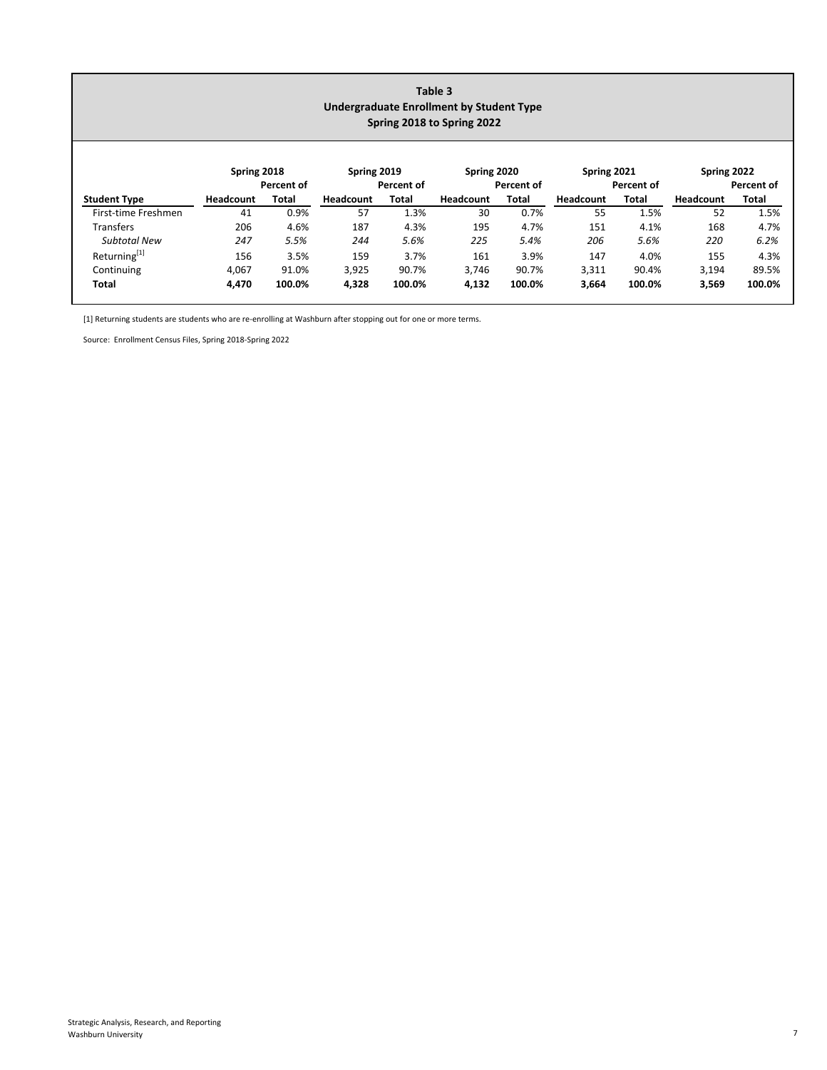# Table 3
## Undergraduate Enrollment by Student Type
### Spring 2018 to Spring 2022

| | Spring 2018 | | Spring 2019 | | Spring 2020 | | Spring 2021 | | Spring 2022 | |
|---|---|---|---|---|---|---|---|---|---|---|
| **Student Type** | **Headcount** | **Percent of Total** | **Headcount** | **Percent of Total** | **Headcount** | **Percent of Total** | **Headcount** | **Percent of Total** | **Headcount** | **Percent of Total** |
| First-time Freshmen | 41 | 0.9% | 57 | 1.3% | 30 | 0.7% | 55 | 1.5% | 52 | 1.5% |
| Transfers | 206 | 4.6% | 187 | 4.3% | 195 | 4.7% | 151 | 4.1% | 168 | 4.7% |
| *Subtotal New* | *247* | *5.5%* | *244* | *5.6%* | *225* | *5.4%* | *206* | *5.6%* | *220* | *6.2%* |
| Returning[1] | 156 | 3.5% | 159 | 3.7% | 161 | 3.9% | 147 | 4.0% | 155 | 4.3% |
| Continuing | 4,067 | 91.0% | 3,925 | 90.7% | 3,746 | 90.7% | 3,311 | 90.4% | 3,194 | 89.5% |
| **Total** | **4,470** | **100.0%** | **4,328** | **100.0%** | **4,132** | **100.0%** | **3,664** | **100.0%** | **3,569** | **100.0%** |

[1] Returning students are students who are re-enrolling at Washburn after stopping out for one or more terms.

Source: Enrollment Census Files, Spring 2018-Spring 2022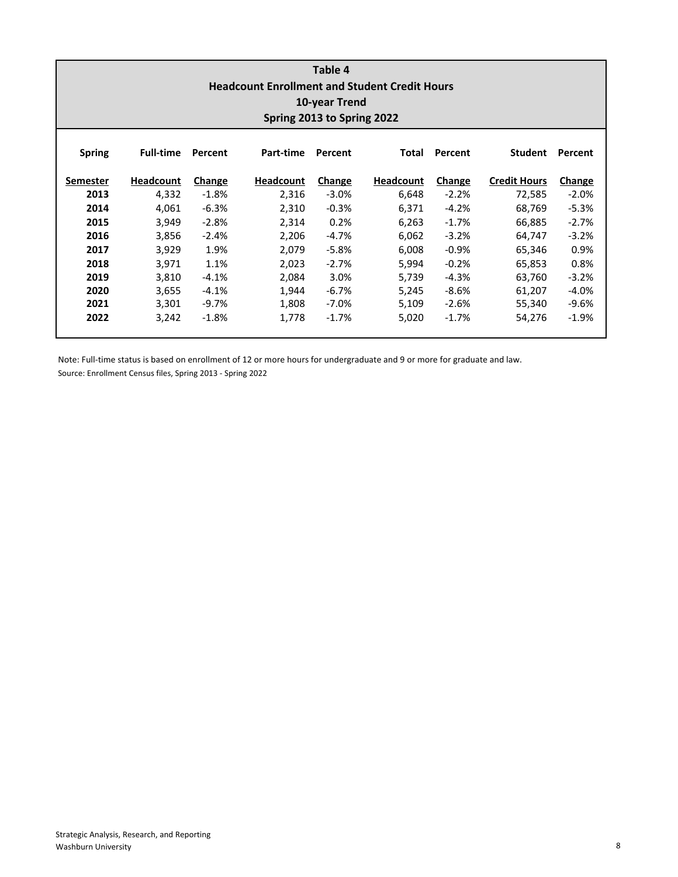## Table 4
## Headcount Enrollment and Student Credit Hours
## 10-year Trend
## Spring 2013 to Spring 2022

| Spring Semester | Full-time Headcount | Percent Change | Part-time Headcount | Percent Change | Total Headcount | Percent Change | Student Credit Hours | Percent Change |
|---|---|---|---|---|---|---|---|---|
| **2013** | 4,332 | -1.8% | 2,316 | -3.0% | 6,648 | -2.2% | 72,585 | -2.0% |
| **2014** | 4,061 | -6.3% | 2,310 | -0.3% | 6,371 | -4.2% | 68,769 | -5.3% |
| **2015** | 3,949 | -2.8% | 2,314 | 0.2% | 6,263 | -1.7% | 66,885 | -2.7% |
| **2016** | 3,856 | -2.4% | 2,206 | -4.7% | 6,062 | -3.2% | 64,747 | -3.2% |
| **2017** | 3,929 | 1.9% | 2,079 | -5.8% | 6,008 | -0.9% | 65,346 | 0.9% |
| **2018** | 3,971 | 1.1% | 2,023 | -2.7% | 5,994 | -0.2% | 65,853 | 0.8% |
| **2019** | 3,810 | -4.1% | 2,084 | 3.0% | 5,739 | -4.3% | 63,760 | -3.2% |
| **2020** | 3,655 | -4.1% | 1,944 | -6.7% | 5,245 | -8.6% | 61,207 | -4.0% |
| **2021** | 3,301 | -9.7% | 1,808 | -7.0% | 5,109 | -2.6% | 55,340 | -9.6% |
| **2022** | 3,242 | -1.8% | 1,778 | -1.7% | 5,020 | -1.7% | 54,276 | -1.9% |

Note: Full-time status is based on enrollment of 12 or more hours for undergraduate and 9 or more for graduate and law.

Source: Enrollment Census files, Spring 2013 - Spring 2022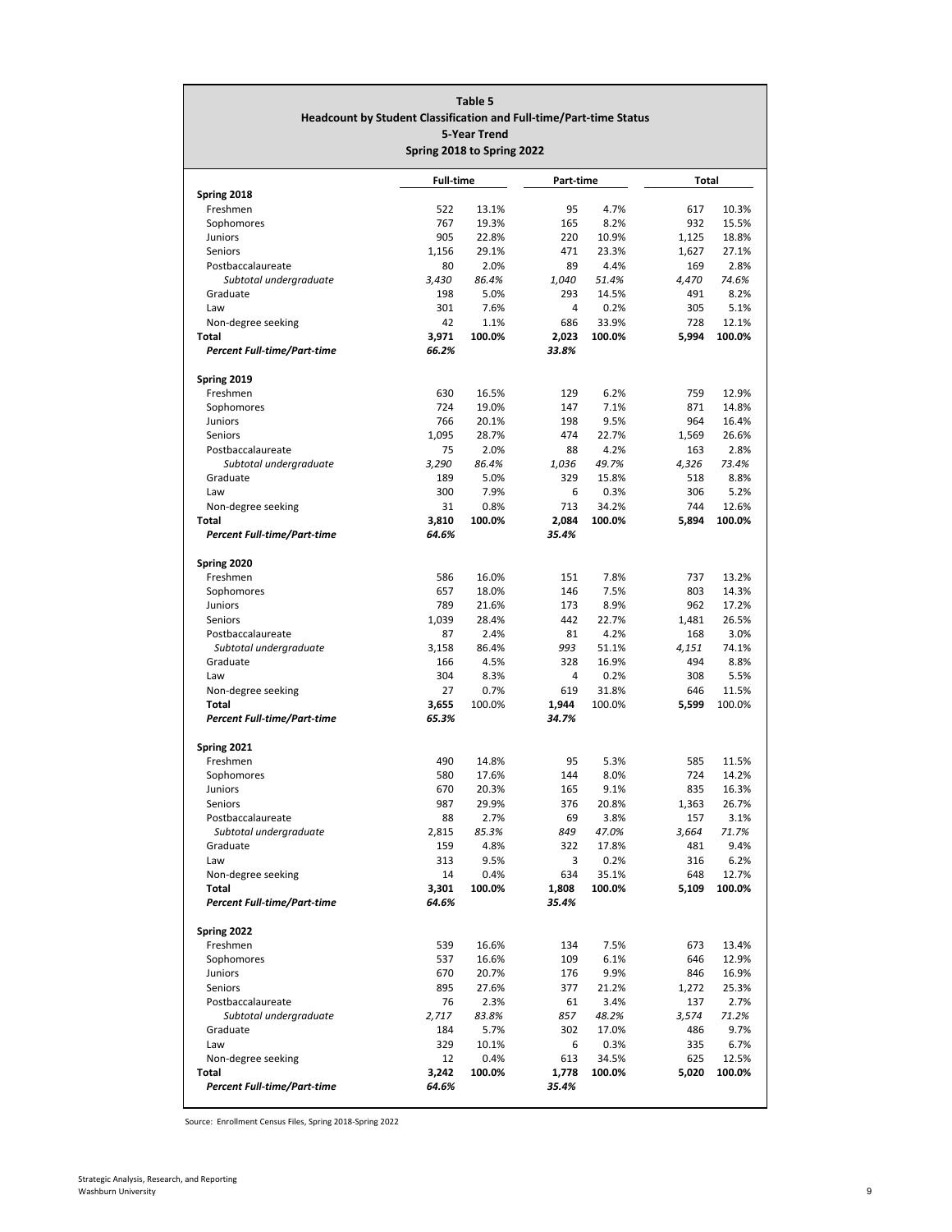**Table 5**
**Headcount by Student Classification and Full-time/Part-time Status**
**5-Year Trend**
**Spring 2018 to Spring 2022**

| | Full-time | | Part-time | | Total | |
|---|---|---|---|---|---|---|
| **Spring 2018** | | | | | | |
| Freshmen | 522 | 13.1% | 95 | 4.7% | 617 | 10.3% |
| Sophomores | 767 | 19.3% | 165 | 8.2% | 932 | 15.5% |
| Juniors | 905 | 22.8% | 220 | 10.9% | 1,125 | 18.8% |
| Seniors | 1,156 | 29.1% | 471 | 23.3% | 1,627 | 27.1% |
| Postbaccalaureate | 80 | 2.0% | 89 | 4.4% | 169 | 2.8% |
| *Subtotal undergraduate* | *3,430* | *86.4%* | *1,040* | *51.4%* | *4,470* | *74.6%* |
| Graduate | 198 | 5.0% | 293 | 14.5% | 491 | 8.2% |
| Law | 301 | 7.6% | 4 | 0.2% | 305 | 5.1% |
| Non-degree seeking | 42 | 1.1% | 686 | 33.9% | 728 | 12.1% |
| **Total** | **3,971** | **100.0%** | **2,023** | **100.0%** | **5,994** | **100.0%** |
| ***Percent Full-time/Part-time*** | ***66.2%*** | | ***33.8%*** | | | |
| **Spring 2019** | | | | | | |
| Freshmen | 630 | 16.5% | 129 | 6.2% | 759 | 12.9% |
| Sophomores | 724 | 19.0% | 147 | 7.1% | 871 | 14.8% |
| Juniors | 766 | 20.1% | 198 | 9.5% | 964 | 16.4% |
| Seniors | 1,095 | 28.7% | 474 | 22.7% | 1,569 | 26.6% |
| Postbaccalaureate | 75 | 2.0% | 88 | 4.2% | 163 | 2.8% |
| *Subtotal undergraduate* | *3,290* | *86.4%* | *1,036* | *49.7%* | *4,326* | *73.4%* |
| Graduate | 189 | 5.0% | 329 | 15.8% | 518 | 8.8% |
| Law | 300 | 7.9% | 6 | 0.3% | 306 | 5.2% |
| Non-degree seeking | 31 | 0.8% | 713 | 34.2% | 744 | 12.6% |
| **Total** | **3,810** | **100.0%** | **2,084** | **100.0%** | **5,894** | **100.0%** |
| ***Percent Full-time/Part-time*** | ***64.6%*** | | ***35.4%*** | | | |
| **Spring 2020** | | | | | | |
| Freshmen | 586 | 16.0% | 151 | 7.8% | 737 | 13.2% |
| Sophomores | 657 | 18.0% | 146 | 7.5% | 803 | 14.3% |
| Juniors | 789 | 21.6% | 173 | 8.9% | 962 | 17.2% |
| Seniors | 1,039 | 28.4% | 442 | 22.7% | 1,481 | 26.5% |
| Postbaccalaureate | 87 | 2.4% | 81 | 4.2% | 168 | 3.0% |
| *Subtotal undergraduate* | *3,158* | 86.4% | *993* | 51.1% | *4,151* | 74.1% |
| Graduate | 166 | 4.5% | 328 | 16.9% | 494 | 8.8% |
| Law | 304 | 8.3% | 4 | 0.2% | 308 | 5.5% |
| Non-degree seeking | 27 | 0.7% | 619 | 31.8% | 646 | 11.5% |
| **Total** | **3,655** | 100.0% | **1,944** | 100.0% | **5,599** | 100.0% |
| ***Percent Full-time/Part-time*** | ***65.3%*** | | ***34.7%*** | | | |
| **Spring 2021** | | | | | | |
| Freshmen | 490 | 14.8% | 95 | 5.3% | 585 | 11.5% |
| Sophomores | 580 | 17.6% | 144 | 8.0% | 724 | 14.2% |
| Juniors | 670 | 20.3% | 165 | 9.1% | 835 | 16.3% |
| Seniors | 987 | 29.9% | 376 | 20.8% | 1,363 | 26.7% |
| Postbaccalaureate | 88 | 2.7% | 69 | 3.8% | 157 | 3.1% |
| *Subtotal undergraduate* | *2,815* | *85.3%* | *849* | *47.0%* | *3,664* | *71.7%* |
| Graduate | 159 | 4.8% | 322 | 17.8% | 481 | 9.4% |
| Law | 313 | 9.5% | 3 | 0.2% | 316 | 6.2% |
| Non-degree seeking | 14 | 0.4% | 634 | 35.1% | 648 | 12.7% |
| **Total** | **3,301** | **100.0%** | **1,808** | **100.0%** | **5,109** | **100.0%** |
| ***Percent Full-time/Part-time*** | ***64.6%*** | | ***35.4%*** | | | |
| **Spring 2022** | | | | | | |
| Freshmen | 539 | 16.6% | 134 | 7.5% | 673 | 13.4% |
| Sophomores | 537 | 16.6% | 109 | 6.1% | 646 | 12.9% |
| Juniors | 670 | 20.7% | 176 | 9.9% | 846 | 16.9% |
| Seniors | 895 | 27.6% | 377 | 21.2% | 1,272 | 25.3% |
| Postbaccalaureate | 76 | 2.3% | 61 | 3.4% | 137 | 2.7% |
| *Subtotal undergraduate* | *2,717* | *83.8%* | *857* | *48.2%* | *3,574* | *71.2%* |
| Graduate | 184 | 5.7% | 302 | 17.0% | 486 | 9.7% |
| Law | 329 | 10.1% | 6 | 0.3% | 335 | 6.7% |
| Non-degree seeking | 12 | 0.4% | 613 | 34.5% | 625 | 12.5% |
| **Total** | **3,242** | **100.0%** | **1,778** | **100.0%** | **5,020** | **100.0%** |
| ***Percent Full-time/Part-time*** | ***64.6%*** | | ***35.4%*** | | | |

Source: Enrollment Census Files, Spring 2018-Spring 2022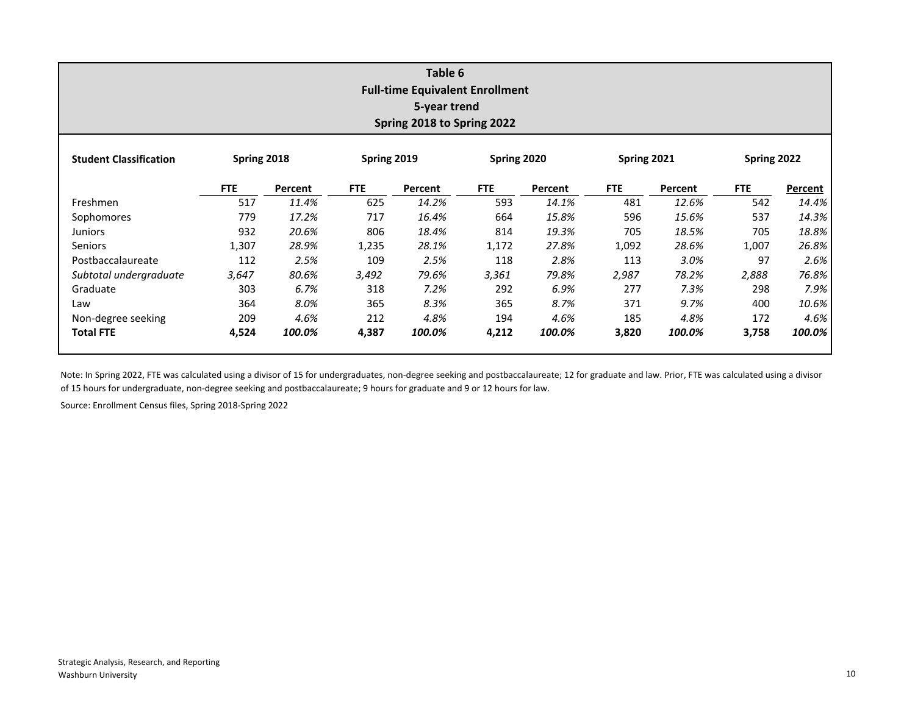## Table 6
## Full-time Equivalent Enrollment
### 5-year trend
### Spring 2018 to Spring 2022

| Student Classification | Spring 2018 | | Spring 2019 | | Spring 2020 | | Spring 2021 | | Spring 2022 | |
|---|---|---|---|---|---|---|---|---|---|---|
| | FTE | Percent | FTE | Percent | FTE | Percent | FTE | Percent | FTE | Percent |
| Freshmen | 517 | *11.4%* | 625 | *14.2%* | 593 | *14.1%* | 481 | *12.6%* | 542 | *14.4%* |
| Sophomores | 779 | *17.2%* | 717 | *16.4%* | 664 | *15.8%* | 596 | *15.6%* | 537 | *14.3%* |
| Juniors | 932 | *20.6%* | 806 | *18.4%* | 814 | *19.3%* | 705 | *18.5%* | 705 | *18.8%* |
| Seniors | 1,307 | *28.9%* | 1,235 | *28.1%* | 1,172 | *27.8%* | 1,092 | *28.6%* | 1,007 | *26.8%* |
| Postbaccalaureate | 112 | *2.5%* | 109 | *2.5%* | 118 | *2.8%* | 113 | *3.0%* | 97 | *2.6%* |
| *Subtotal undergraduate* | *3,647* | *80.6%* | *3,492* | *79.6%* | *3,361* | *79.8%* | *2,987* | *78.2%* | *2,888* | *76.8%* |
| Graduate | 303 | *6.7%* | 318 | *7.2%* | 292 | *6.9%* | 277 | *7.3%* | 298 | *7.9%* |
| Law | 364 | *8.0%* | 365 | *8.3%* | 365 | *8.7%* | 371 | *9.7%* | 400 | *10.6%* |
| Non-degree seeking | 209 | *4.6%* | 212 | *4.8%* | 194 | *4.6%* | 185 | *4.8%* | 172 | *4.6%* |
| **Total FTE** | **4,524** | ***100.0%*** | **4,387** | ***100.0%*** | **4,212** | ***100.0%*** | **3,820** | ***100.0%*** | **3,758** | ***100.0%*** |

Note: In Spring 2022, FTE was calculated using a divisor of 15 for undergraduates, non-degree seeking and postbaccalaureate; 12 for graduate and law. Prior, FTE was calculated using a divisor of 15 hours for undergraduate, non-degree seeking and postbaccalaureate; 9 hours for graduate and 9 or 12 hours for law.

Source: Enrollment Census files, Spring 2018-Spring 2022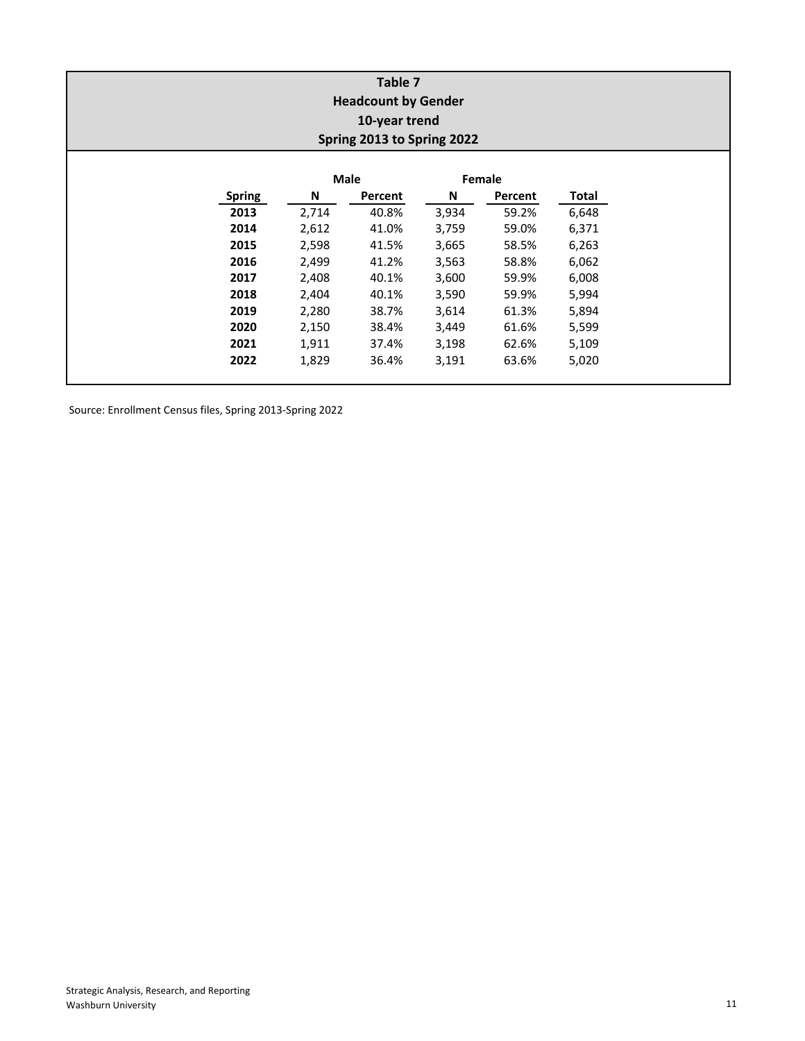**Table 7**
**Headcount by Gender**
**10-year trend**
**Spring 2013 to Spring 2022**

| | Male | | Female | | |
|---|---|---|---|---|---|
| **Spring** | **N** | **Percent** | **N** | **Percent** | **Total** |
| **2013** | 2,714 | 40.8% | 3,934 | 59.2% | 6,648 |
| **2014** | 2,612 | 41.0% | 3,759 | 59.0% | 6,371 |
| **2015** | 2,598 | 41.5% | 3,665 | 58.5% | 6,263 |
| **2016** | 2,499 | 41.2% | 3,563 | 58.8% | 6,062 |
| **2017** | 2,408 | 40.1% | 3,600 | 59.9% | 6,008 |
| **2018** | 2,404 | 40.1% | 3,590 | 59.9% | 5,994 |
| **2019** | 2,280 | 38.7% | 3,614 | 61.3% | 5,894 |
| **2020** | 2,150 | 38.4% | 3,449 | 61.6% | 5,599 |
| **2021** | 1,911 | 37.4% | 3,198 | 62.6% | 5,109 |
| **2022** | 1,829 | 36.4% | 3,191 | 63.6% | 5,020 |

Source: Enrollment Census files, Spring 2013-Spring 2022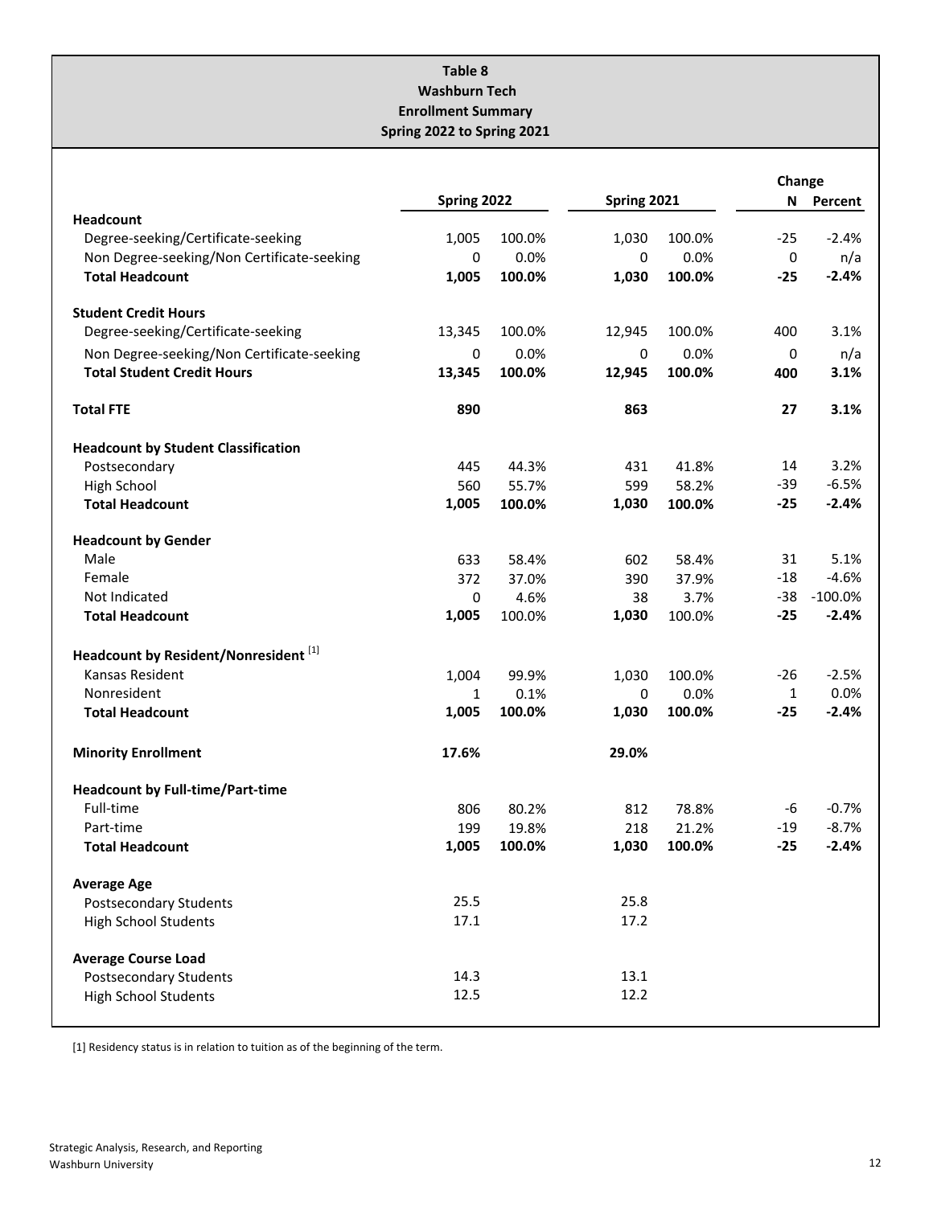# Table 8
## Washburn Tech
## Enrollment Summary
## Spring 2022 to Spring 2021

| | Spring 2022 | | Spring 2021 | | Change | |
|---|---|---|---|---|---|---|
| | | | | | N | Percent |
| **Headcount** | | | | | | |
| Degree-seeking/Certificate-seeking | 1,005 | 100.0% | 1,030 | 100.0% | -25 | -2.4% |
| Non Degree-seeking/Non Certificate-seeking | 0 | 0.0% | 0 | 0.0% | 0 | n/a |
| **Total Headcount** | **1,005** | **100.0%** | **1,030** | **100.0%** | **-25** | **-2.4%** |
| **Student Credit Hours** | | | | | | |
| Degree-seeking/Certificate-seeking | 13,345 | 100.0% | 12,945 | 100.0% | 400 | 3.1% |
| Non Degree-seeking/Non Certificate-seeking | 0 | 0.0% | 0 | 0.0% | 0 | n/a |
| **Total Student Credit Hours** | **13,345** | **100.0%** | **12,945** | **100.0%** | **400** | **3.1%** |
| **Total FTE** | **890** | | **863** | | **27** | **3.1%** |
| **Headcount by Student Classification** | | | | | | |
| Postsecondary | 445 | 44.3% | 431 | 41.8% | 14 | 3.2% |
| High School | 560 | 55.7% | 599 | 58.2% | -39 | -6.5% |
| **Total Headcount** | **1,005** | **100.0%** | **1,030** | **100.0%** | **-25** | **-2.4%** |
| **Headcount by Gender** | | | | | | |
| Male | 633 | 58.4% | 602 | 58.4% | 31 | 5.1% |
| Female | 372 | 37.0% | 390 | 37.9% | -18 | -4.6% |
| Not Indicated | 0 | 4.6% | 38 | 3.7% | -38 | -100.0% |
| **Total Headcount** | **1,005** | 100.0% | **1,030** | 100.0% | **-25** | **-2.4%** |
| **Headcount by Resident/Nonresident** [1] | | | | | | |
| Kansas Resident | 1,004 | 99.9% | 1,030 | 100.0% | -26 | -2.5% |
| Nonresident | 1 | 0.1% | 0 | 0.0% | 1 | 0.0% |
| **Total Headcount** | **1,005** | **100.0%** | **1,030** | **100.0%** | **-25** | **-2.4%** |
| **Minority Enrollment** | **17.6%** | | **29.0%** | | | |
| **Headcount by Full-time/Part-time** | | | | | | |
| Full-time | 806 | 80.2% | 812 | 78.8% | -6 | -0.7% |
| Part-time | 199 | 19.8% | 218 | 21.2% | -19 | -8.7% |
| **Total Headcount** | **1,005** | **100.0%** | **1,030** | **100.0%** | **-25** | **-2.4%** |
| **Average Age** | | | | | | |
| Postsecondary Students | 25.5 | | 25.8 | | | |
| High School Students | 17.1 | | 17.2 | | | |
| **Average Course Load** | | | | | | |
| Postsecondary Students | 14.3 | | 13.1 | | | |
| High School Students | 12.5 | | 12.2 | | | |

[1] Residency status is in relation to tuition as of the beginning of the term.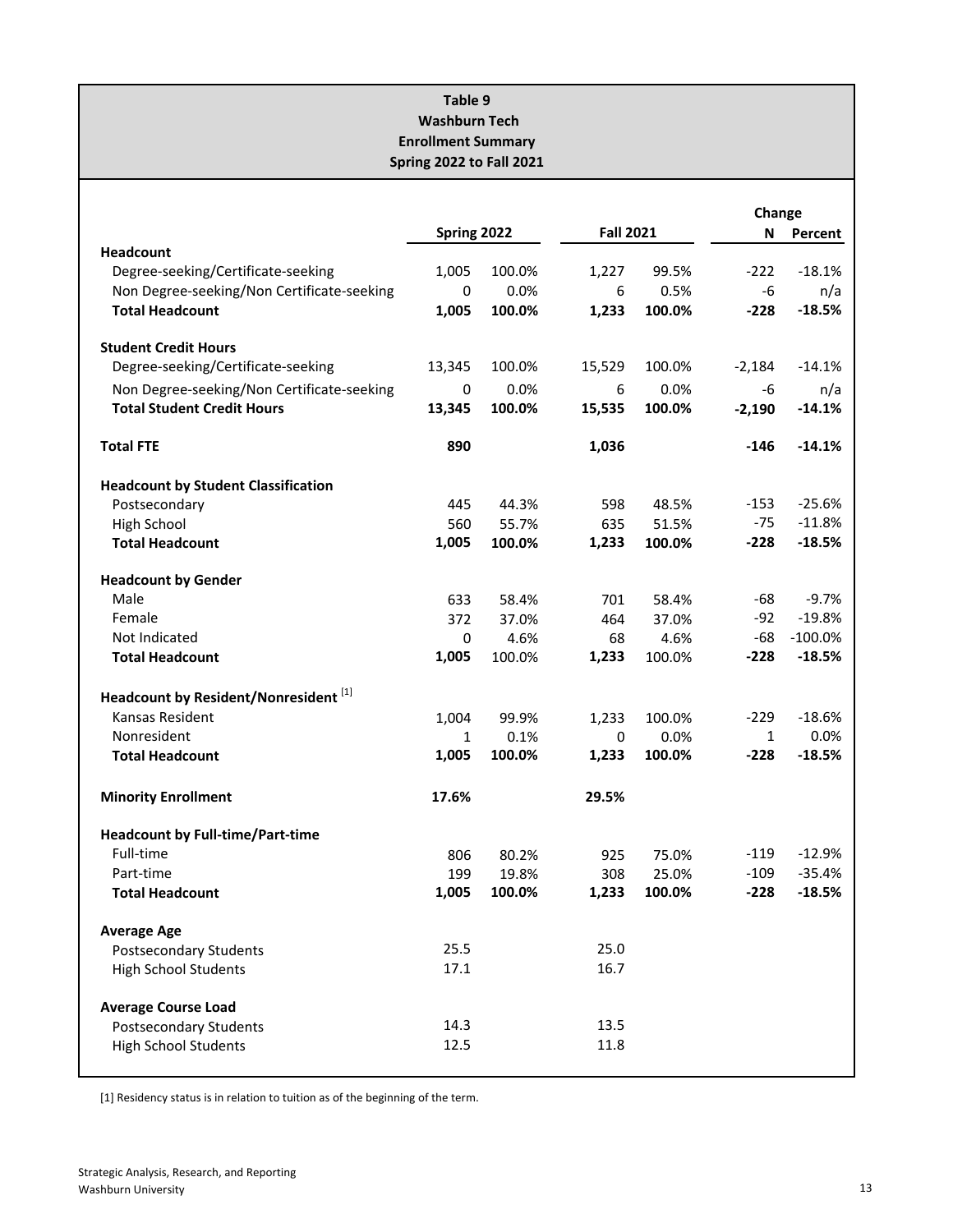**Table 9**
**Washburn Tech**
**Enrollment Summary**
**Spring 2022 to Fall 2021**

| | Spring 2022 | | Fall 2021 | | Change | |
|---|---|---|---|---|---|---|
| | | | | | N | Percent |
| **Headcount** | | | | | | |
| Degree-seeking/Certificate-seeking | 1,005 | 100.0% | 1,227 | 99.5% | -222 | -18.1% |
| Non Degree-seeking/Non Certificate-seeking | 0 | 0.0% | 6 | 0.5% | -6 | n/a |
| **Total Headcount** | **1,005** | **100.0%** | **1,233** | **100.0%** | **-228** | **-18.5%** |
| **Student Credit Hours** | | | | | | |
| Degree-seeking/Certificate-seeking | 13,345 | 100.0% | 15,529 | 100.0% | -2,184 | -14.1% |
| Non Degree-seeking/Non Certificate-seeking | 0 | 0.0% | 6 | 0.0% | -6 | n/a |
| **Total Student Credit Hours** | **13,345** | **100.0%** | **15,535** | **100.0%** | **-2,190** | **-14.1%** |
| **Total FTE** | **890** | | **1,036** | | **-146** | **-14.1%** |
| **Headcount by Student Classification** | | | | | | |
| Postsecondary | 445 | 44.3% | 598 | 48.5% | -153 | -25.6% |
| High School | 560 | 55.7% | 635 | 51.5% | -75 | -11.8% |
| **Total Headcount** | **1,005** | **100.0%** | **1,233** | **100.0%** | **-228** | **-18.5%** |
| **Headcount by Gender** | | | | | | |
| Male | 633 | 58.4% | 701 | 58.4% | -68 | -9.7% |
| Female | 372 | 37.0% | 464 | 37.0% | -92 | -19.8% |
| Not Indicated | 0 | 4.6% | 68 | 4.6% | -68 | -100.0% |
| **Total Headcount** | **1,005** | 100.0% | **1,233** | 100.0% | **-228** | **-18.5%** |
| **Headcount by Resident/Nonresident** [1] | | | | | | |
| Kansas Resident | 1,004 | 99.9% | 1,233 | 100.0% | -229 | -18.6% |
| Nonresident | 1 | 0.1% | 0 | 0.0% | 1 | 0.0% |
| **Total Headcount** | **1,005** | **100.0%** | **1,233** | **100.0%** | **-228** | **-18.5%** |
| **Minority Enrollment** | **17.6%** | | **29.5%** | | | |
| **Headcount by Full-time/Part-time** | | | | | | |
| Full-time | 806 | 80.2% | 925 | 75.0% | -119 | -12.9% |
| Part-time | 199 | 19.8% | 308 | 25.0% | -109 | -35.4% |
| **Total Headcount** | **1,005** | **100.0%** | **1,233** | **100.0%** | **-228** | **-18.5%** |
| **Average Age** | | | | | | |
| Postsecondary Students | 25.5 | | 25.0 | | | |
| High School Students | 17.1 | | 16.7 | | | |
| **Average Course Load** | | | | | | |
| Postsecondary Students | 14.3 | | 13.5 | | | |
| High School Students | 12.5 | | 11.8 | | | |

[1] Residency status is in relation to tuition as of the beginning of the term.